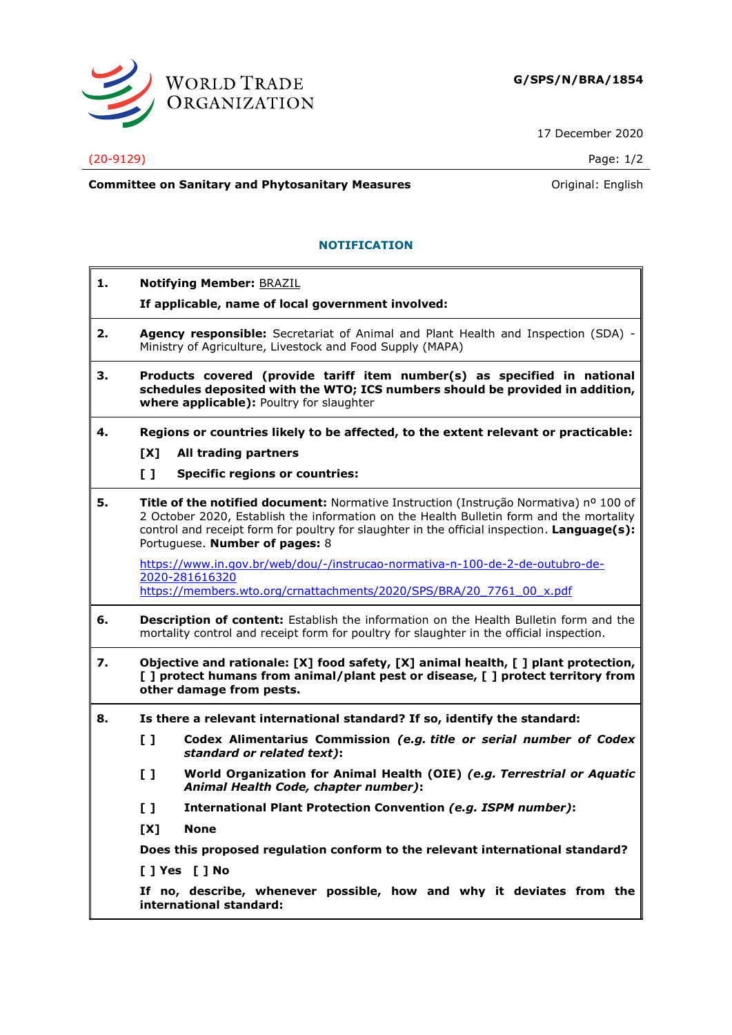**G/SPS/N/BRA/1854**

17 December 2020

(20-9129)

**Committee on Sanitary and Phytosanitary Measures**

Original: English

## NOTIFICATION

**1. Notifying Member:** BRAZIL

**If applicable, name of local government involved:**

**2. Agency responsible:** Secretariat of Animal and Plant Health and Inspection (SDA) - Ministry of Agriculture, Livestock and Food Supply (MAPA)

**3. Products covered (provide tariff item number(s) as specified in national schedules deposited with the WTO; ICS numbers should be provided in addition, where applicable):** Poultry for slaughter

**4. Regions or countries likely to be affected, to the extent relevant or practicable:**

**[X] All trading partners**

**[ ] Specific regions or countries:**

**5. Title of the notified document:** Normative Instruction (Instrução Normativa) nº 100 of 2 October 2020, Establish the information on the Health Bulletin form and the mortality control and receipt form for poultry for slaughter in the official inspection. **Language(s):** Portuguese. **Number of pages:** 8

https://www.in.gov.br/web/dou/-/instrucao-normativa-n-100-de-2-de-outubro-de-2020-281616320
https://members.wto.org/crnattachments/2020/SPS/BRA/20_7761_00_x.pdf

**6. Description of content:** Establish the information on the Health Bulletin form and the mortality control and receipt form for poultry for slaughter in the official inspection.

**7. Objective and rationale: [X] food safety, [X] animal health, [ ] plant protection, [ ] protect humans from animal/plant pest or disease, [ ] protect territory from other damage from pests.**

**8. Is there a relevant international standard? If so, identify the standard:**

**[ ] Codex Alimentarius Commission *(e.g. title or serial number of Codex standard or related text)*:**

**[ ] World Organization for Animal Health (OIE) *(e.g. Terrestrial or Aquatic Animal Health Code, chapter number)*:**

**[ ] International Plant Protection Convention *(e.g. ISPM number)*:**

**[X] None**

**Does this proposed regulation conform to the relevant international standard?**

**[ ] Yes [ ] No**

**If no, describe, whenever possible, how and why it deviates from the international standard:**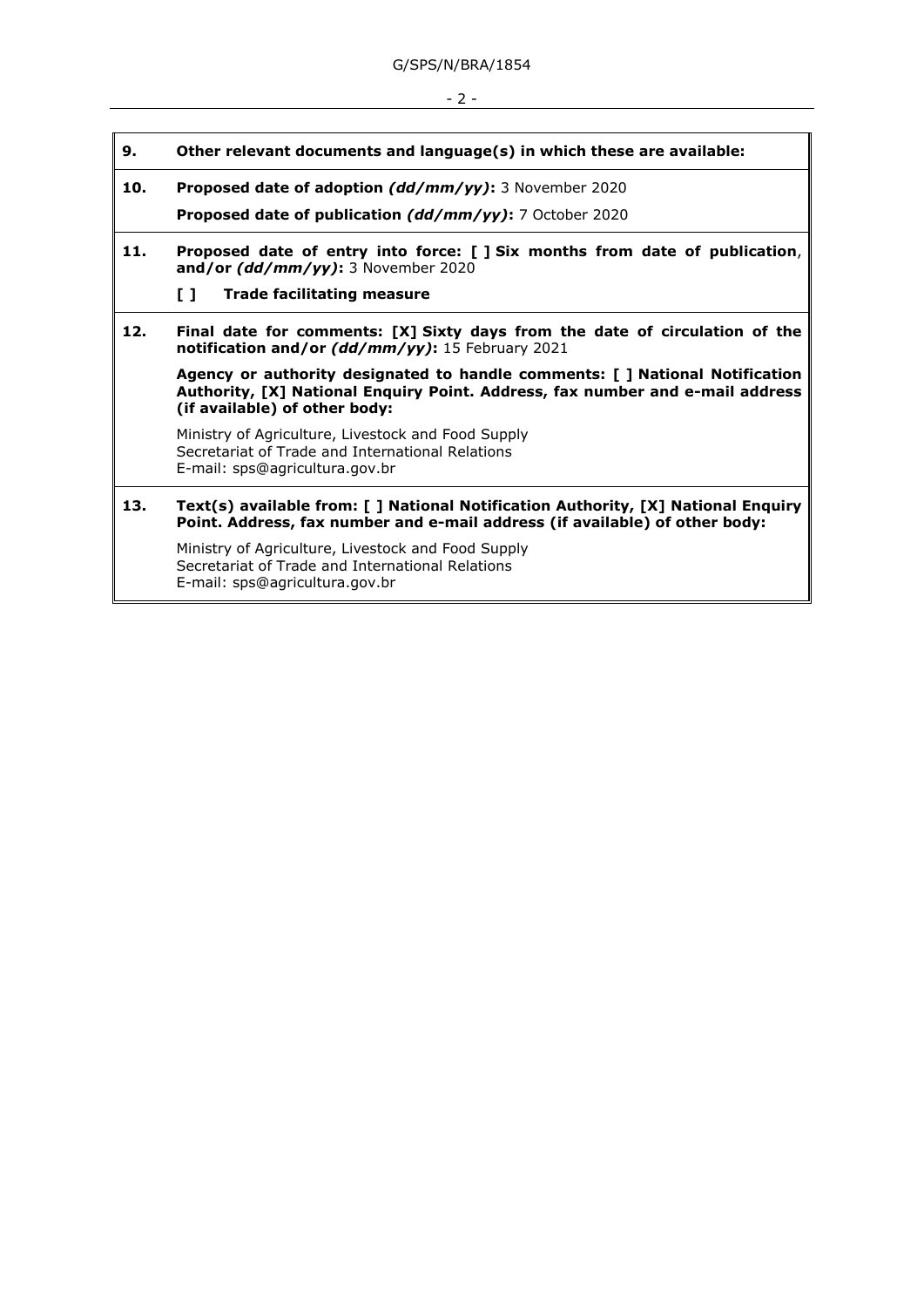**9. Other relevant documents and language(s) in which these are available:**

**10. Proposed date of adoption *(dd/mm/yy)*:** 3 November 2020

**Proposed date of publication *(dd/mm/yy)*:** 7 October 2020

**11. Proposed date of entry into force: [ ] Six months from date of publication, and/or *(dd/mm/yy)*:** 3 November 2020

**[ ] Trade facilitating measure**

**12. Final date for comments: [X] Sixty days from the date of circulation of the notification and/or *(dd/mm/yy)*:** 15 February 2021

**Agency or authority designated to handle comments: [ ] National Notification Authority, [X] National Enquiry Point. Address, fax number and e-mail address (if available) of other body:**

Ministry of Agriculture, Livestock and Food Supply
Secretariat of Trade and International Relations
E-mail: sps@agricultura.gov.br

**13. Text(s) available from: [ ] National Notification Authority, [X] National Enquiry Point. Address, fax number and e-mail address (if available) of other body:**

Ministry of Agriculture, Livestock and Food Supply
Secretariat of Trade and International Relations
E-mail: sps@agricultura.gov.br